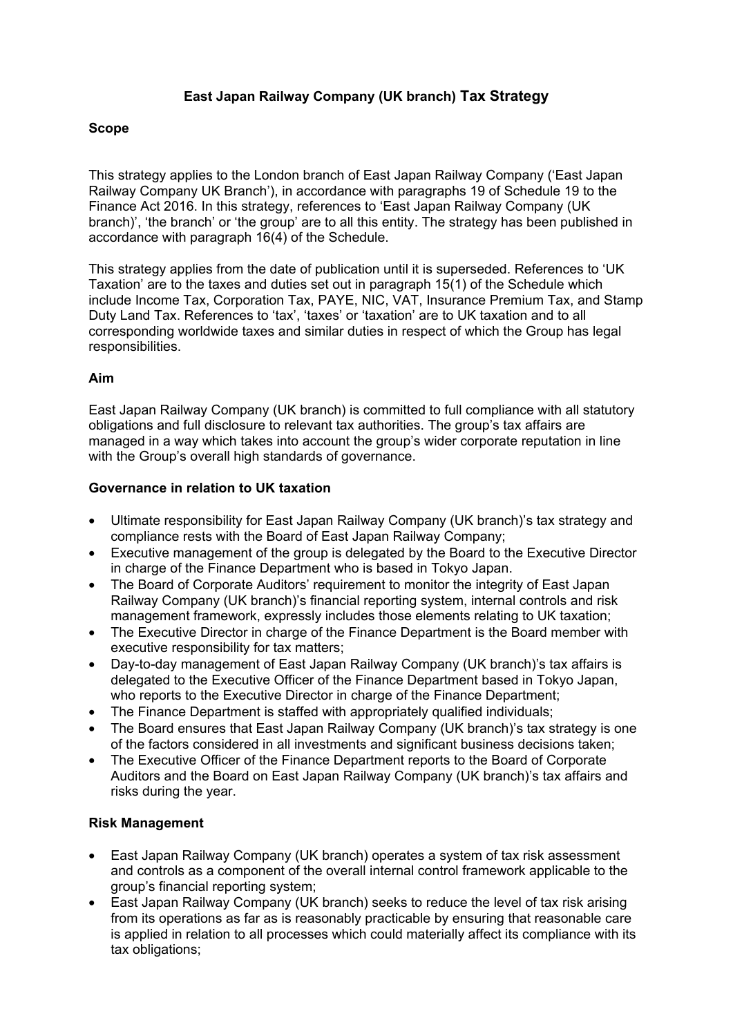# East Japan Railway Company (UK branch) Tax Strategy

## Scope

This strategy applies to the London branch of East Japan Railway Company ('East Japan Railway Company UK Branch'), in accordance with paragraphs 19 of Schedule 19 to the Finance Act 2016. In this strategy, references to 'East Japan Railway Company (UK branch)', 'the branch' or 'the group' are to all this entity. The strategy has been published in accordance with paragraph 16(4) of the Schedule.

This strategy applies from the date of publication until it is superseded. References to 'UK Taxation' are to the taxes and duties set out in paragraph 15(1) of the Schedule which include Income Tax, Corporation Tax, PAYE, NIC, VAT, Insurance Premium Tax, and Stamp Duty Land Tax. References to 'tax', 'taxes' or 'taxation' are to UK taxation and to all corresponding worldwide taxes and similar duties in respect of which the Group has legal responsibilities.

## Aim

East Japan Railway Company (UK branch) is committed to full compliance with all statutory obligations and full disclosure to relevant tax authorities. The group's tax affairs are managed in a way which takes into account the group's wider corporate reputation in line with the Group's overall high standards of governance.

## Governance in relation to UK taxation

- Ultimate responsibility for East Japan Railway Company (UK branch)'s tax strategy and compliance rests with the Board of East Japan Railway Company;
- Executive management of the group is delegated by the Board to the Executive Director in charge of the Finance Department who is based in Tokyo Japan.
- The Board of Corporate Auditors' requirement to monitor the integrity of East Japan Railway Company (UK branch)'s financial reporting system, internal controls and risk management framework, expressly includes those elements relating to UK taxation;
- The Executive Director in charge of the Finance Department is the Board member with executive responsibility for tax matters;
- Day-to-day management of East Japan Railway Company (UK branch)'s tax affairs is delegated to the Executive Officer of the Finance Department based in Tokyo Japan, who reports to the Executive Director in charge of the Finance Department;
- The Finance Department is staffed with appropriately qualified individuals;
- The Board ensures that East Japan Railway Company (UK branch)'s tax strategy is one of the factors considered in all investments and significant business decisions taken;
- The Executive Officer of the Finance Department reports to the Board of Corporate Auditors and the Board on East Japan Railway Company (UK branch)'s tax affairs and risks during the year.

## Risk Management

- East Japan Railway Company (UK branch) operates a system of tax risk assessment and controls as a component of the overall internal control framework applicable to the group's financial reporting system;
- East Japan Railway Company (UK branch) seeks to reduce the level of tax risk arising from its operations as far as is reasonably practicable by ensuring that reasonable care is applied in relation to all processes which could materially affect its compliance with its tax obligations;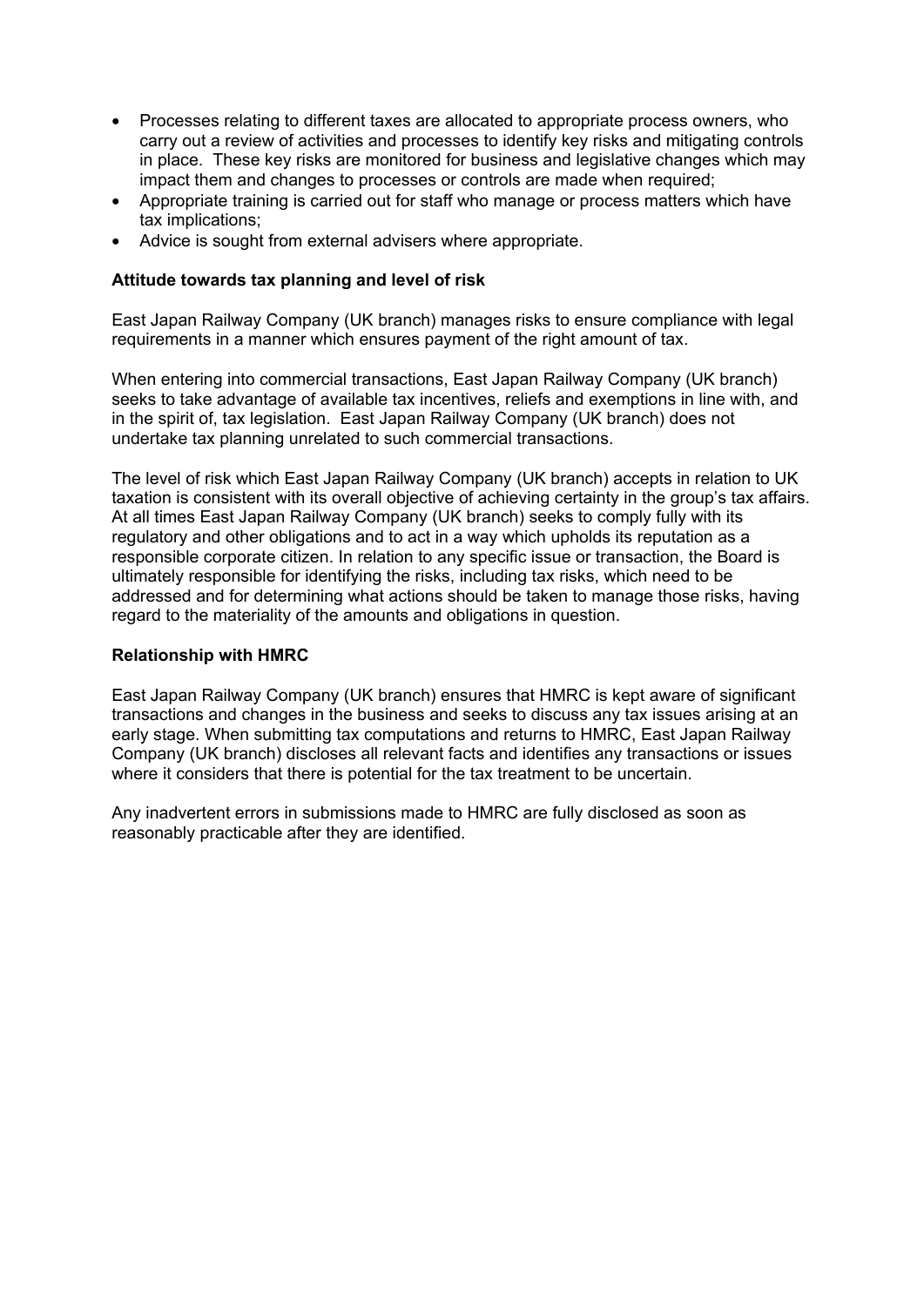- Processes relating to different taxes are allocated to appropriate process owners, who carry out a review of activities and processes to identify key risks and mitigating controls in place. These key risks are monitored for business and legislative changes which may impact them and changes to processes or controls are made when required;
- Appropriate training is carried out for staff who manage or process matters which have tax implications;
- Advice is sought from external advisers where appropriate.

**Attitude towards tax planning and level of risk**

East Japan Railway Company (UK branch) manages risks to ensure compliance with legal requirements in a manner which ensures payment of the right amount of tax.

When entering into commercial transactions, East Japan Railway Company (UK branch) seeks to take advantage of available tax incentives, reliefs and exemptions in line with, and in the spirit of, tax legislation. East Japan Railway Company (UK branch) does not undertake tax planning unrelated to such commercial transactions.

The level of risk which East Japan Railway Company (UK branch) accepts in relation to UK taxation is consistent with its overall objective of achieving certainty in the group's tax affairs. At all times East Japan Railway Company (UK branch) seeks to comply fully with its regulatory and other obligations and to act in a way which upholds its reputation as a responsible corporate citizen. In relation to any specific issue or transaction, the Board is ultimately responsible for identifying the risks, including tax risks, which need to be addressed and for determining what actions should be taken to manage those risks, having regard to the materiality of the amounts and obligations in question.

**Relationship with HMRC**

East Japan Railway Company (UK branch) ensures that HMRC is kept aware of significant transactions and changes in the business and seeks to discuss any tax issues arising at an early stage. When submitting tax computations and returns to HMRC, East Japan Railway Company (UK branch) discloses all relevant facts and identifies any transactions or issues where it considers that there is potential for the tax treatment to be uncertain.

Any inadvertent errors in submissions made to HMRC are fully disclosed as soon as reasonably practicable after they are identified.